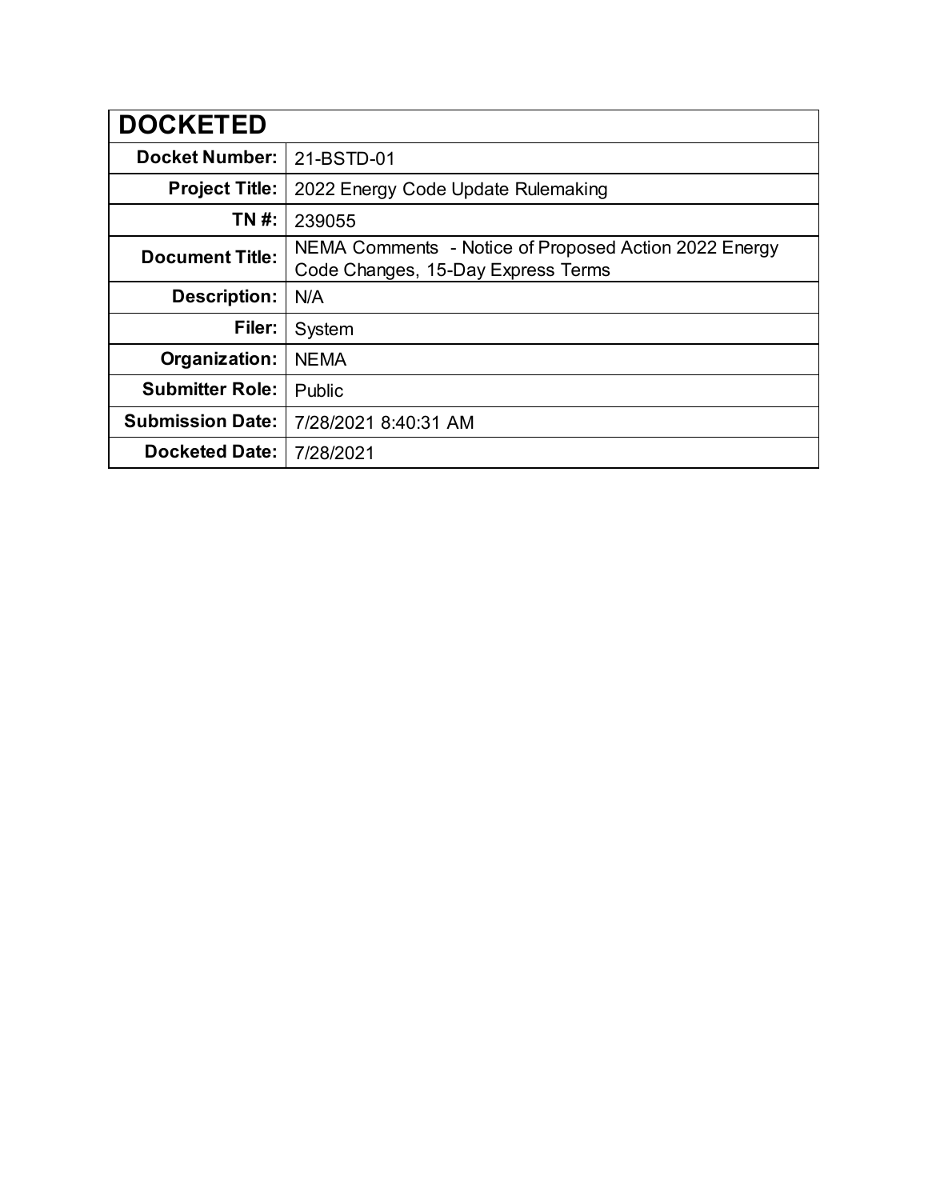| DOCKETED | |
| --- | --- |
| **Docket Number:** | 21-BSTD-01 |
| **Project Title:** | 2022 Energy Code Update Rulemaking |
| **TN #:** | 239055 |
| **Document Title:** | NEMA Comments - Notice of Proposed Action 2022 Energy Code Changes, 15-Day Express Terms |
| **Description:** | N/A |
| **Filer:** | System |
| **Organization:** | NEMA |
| **Submitter Role:** | Public |
| **Submission Date:** | 7/28/2021 8:40:31 AM |
| **Docketed Date:** | 7/28/2021 |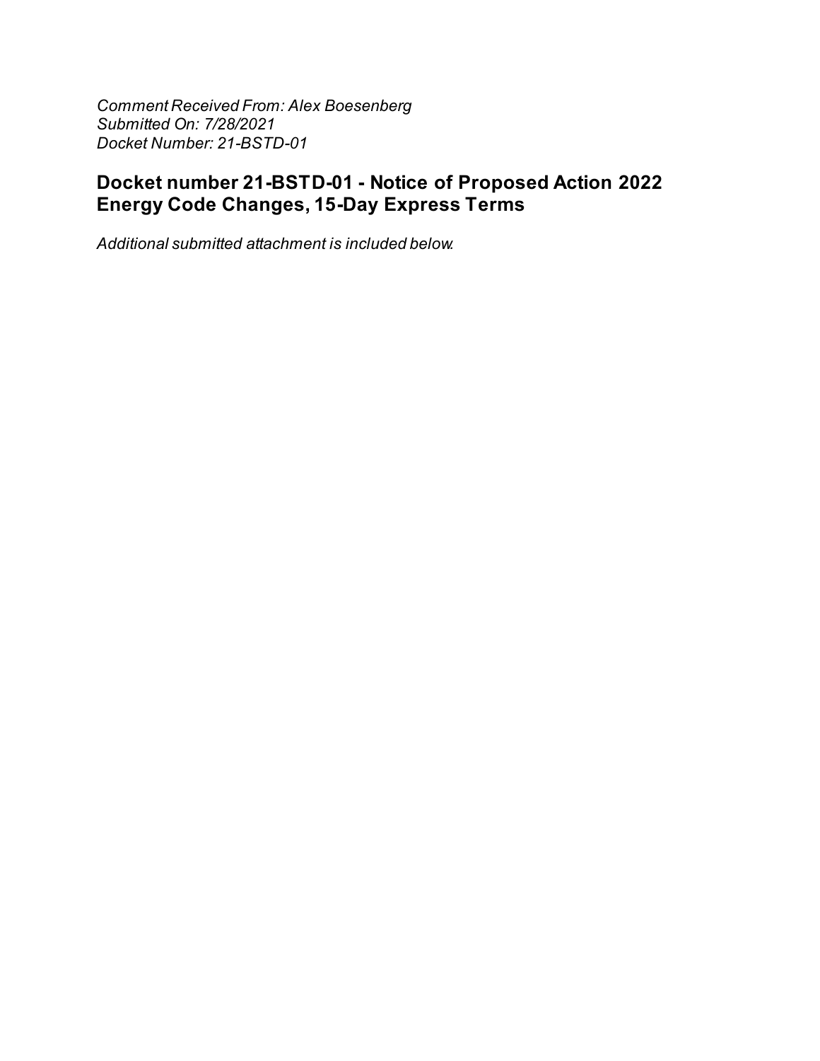*Comment Received From: Alex Boesenberg*
*Submitted On: 7/28/2021*
*Docket Number: 21-BSTD-01*

## Docket number 21-BSTD-01 - Notice of Proposed Action 2022 Energy Code Changes, 15-Day Express Terms

*Additional submitted attachment is included below.*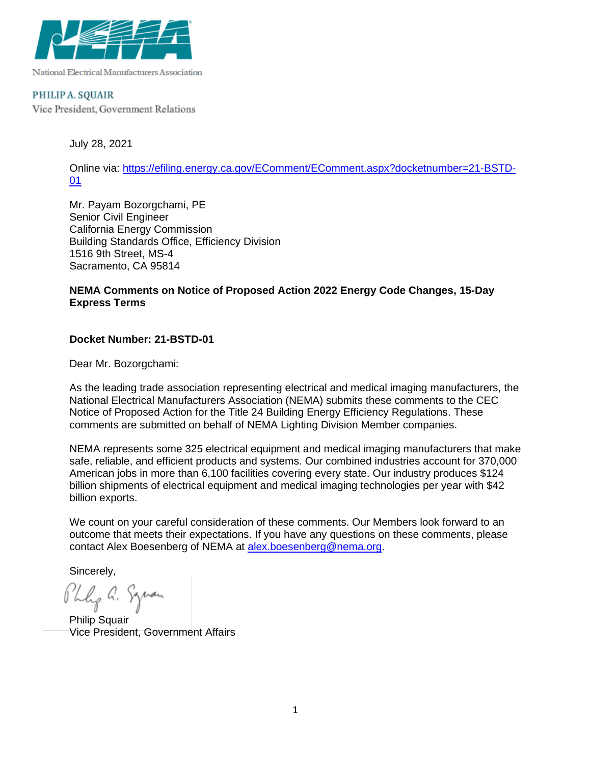National Electrical Manufacturers Association

PHILIP A. SQUAIR
Vice President, Government Relations

July 28, 2021

Online via: [https://efiling.energy.ca.gov/EComment/EComment.aspx?docketnumber=21-BSTD-01](https://efiling.energy.ca.gov/EComment/EComment.aspx?docketnumber=21-BSTD-01)

Mr. Payam Bozorgchami, PE
Senior Civil Engineer
California Energy Commission
Building Standards Office, Efficiency Division
1516 9th Street, MS-4
Sacramento, CA 95814

**NEMA Comments on Notice of Proposed Action 2022 Energy Code Changes, 15-Day Express Terms**

**Docket Number: 21-BSTD-01**

Dear Mr. Bozorgchami:

As the leading trade association representing electrical and medical imaging manufacturers, the National Electrical Manufacturers Association (NEMA) submits these comments to the CEC Notice of Proposed Action for the Title 24 Building Energy Efficiency Regulations. These comments are submitted on behalf of NEMA Lighting Division Member companies.

NEMA represents some 325 electrical equipment and medical imaging manufacturers that make safe, reliable, and efficient products and systems. Our combined industries account for 370,000 American jobs in more than 6,100 facilities covering every state. Our industry produces $124 billion shipments of electrical equipment and medical imaging technologies per year with $42 billion exports.

We count on your careful consideration of these comments. Our Members look forward to an outcome that meets their expectations. If you have any questions on these comments, please contact Alex Boesenberg of NEMA at [alex.boesenberg@nema.org](mailto:alex.boesenberg@nema.org).

Sincerely,

Philip Squair
Vice President, Government Affairs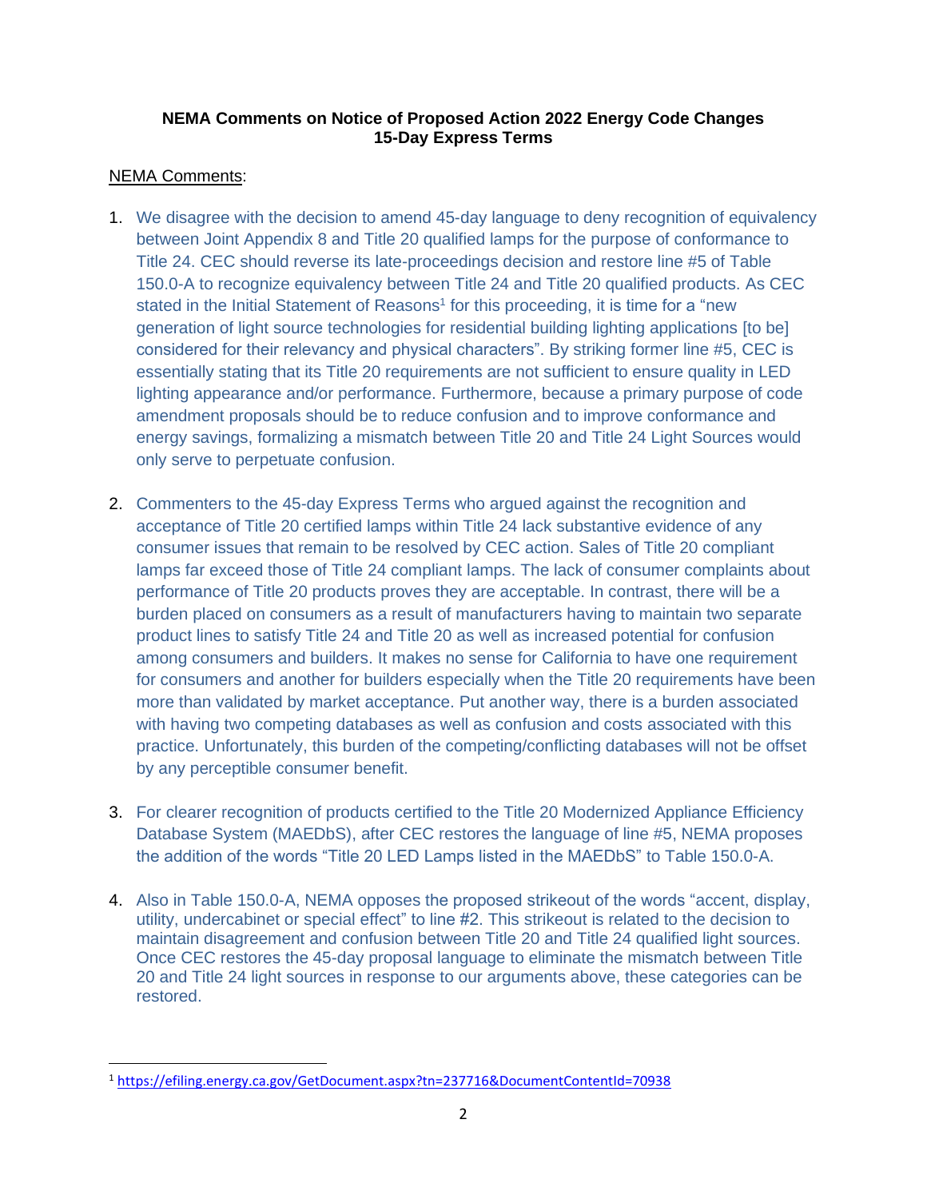**NEMA Comments on Notice of Proposed Action 2022 Energy Code Changes**
**15-Day Express Terms**

NEMA Comments:

1. We disagree with the decision to amend 45-day language to deny recognition of equivalency between Joint Appendix 8 and Title 20 qualified lamps for the purpose of conformance to Title 24. CEC should reverse its late-proceedings decision and restore line #5 of Table 150.0-A to recognize equivalency between Title 24 and Title 20 qualified products. As CEC stated in the Initial Statement of Reasons[1] for this proceeding, it is time for a "new generation of light source technologies for residential building lighting applications [to be] considered for their relevancy and physical characters". By striking former line #5, CEC is essentially stating that its Title 20 requirements are not sufficient to ensure quality in LED lighting appearance and/or performance. Furthermore, because a primary purpose of code amendment proposals should be to reduce confusion and to improve conformance and energy savings, formalizing a mismatch between Title 20 and Title 24 Light Sources would only serve to perpetuate confusion.

2. Commenters to the 45-day Express Terms who argued against the recognition and acceptance of Title 20 certified lamps within Title 24 lack substantive evidence of any consumer issues that remain to be resolved by CEC action. Sales of Title 20 compliant lamps far exceed those of Title 24 compliant lamps. The lack of consumer complaints about performance of Title 20 products proves they are acceptable. In contrast, there will be a burden placed on consumers as a result of manufacturers having to maintain two separate product lines to satisfy Title 24 and Title 20 as well as increased potential for confusion among consumers and builders. It makes no sense for California to have one requirement for consumers and another for builders especially when the Title 20 requirements have been more than validated by market acceptance. Put another way, there is a burden associated with having two competing databases as well as confusion and costs associated with this practice. Unfortunately, this burden of the competing/conflicting databases will not be offset by any perceptible consumer benefit.

3. For clearer recognition of products certified to the Title 20 Modernized Appliance Efficiency Database System (MAEDbS), after CEC restores the language of line #5, NEMA proposes the addition of the words "Title 20 LED Lamps listed in the MAEDbS" to Table 150.0-A.

4. Also in Table 150.0-A, NEMA opposes the proposed strikeout of the words "accent, display, utility, undercabinet or special effect" to line #2. This strikeout is related to the decision to maintain disagreement and confusion between Title 20 and Title 24 qualified light sources. Once CEC restores the 45-day proposal language to eliminate the mismatch between Title 20 and Title 24 light sources in response to our arguments above, these categories can be restored.

---

[1] https://efiling.energy.ca.gov/GetDocument.aspx?tn=237716&DocumentContentId=70938